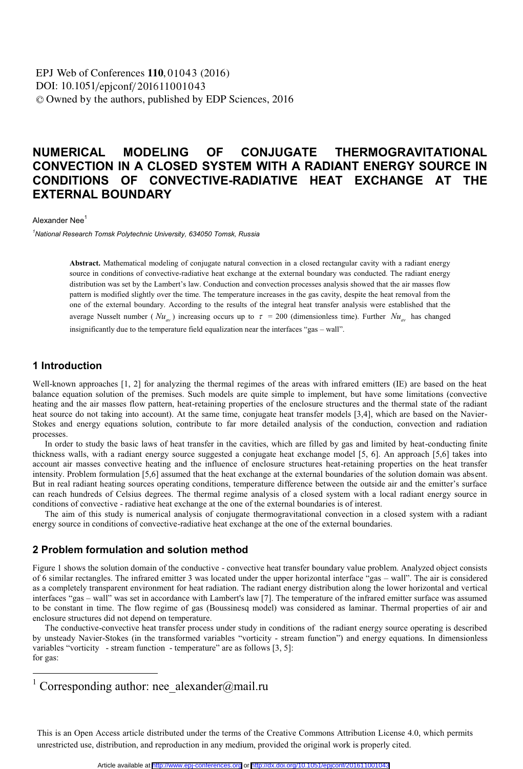# NUMERICAL MODELING OF CONJUGATE THERMOGRAVITATIONAL CONVECTION IN A CLOSED SYSTEM WITH A RADIANT ENERGY SOURCE IN CONDITIONS OF CONVECTIVE-RADIATIVE HEAT EXCHANGE AT THE EXTERNAL BOUNDARY

Alexander Nee[1]

[1] *National Research Tomsk Polytechnic University, 634050 Tomsk, Russia*

**Abstract.** Mathematical modeling of conjugate natural convection in a closed rectangular cavity with a radiant energy source in conditions of convective-radiative heat exchange at the external boundary was conducted. The radiant energy distribution was set by the Lambert's law. Conduction and convection processes analysis showed that the air masses flow pattern is modified slightly over the time. The temperature increases in the gas cavity, despite the heat removal from the one of the external boundary. According to the results of the integral heat transfer analysis were established that the average Nusselt number ( $Nu_{av}$ ) increasing occurs up to $\tau$ = 200 (dimensionless time). Further $Nu_{av}$ has changed insignificantly due to the temperature field equalization near the interfaces "gas – wall".

## 1 Introduction

Well-known approaches [1, 2] for analyzing the thermal regimes of the areas with infrared emitters (IE) are based on the heat balance equation solution of the premises. Such models are quite simple to implement, but have some limitations (convective heating and the air masses flow pattern, heat-retaining properties of the enclosure structures and the thermal state of the radiant heat source do not taking into account). At the same time, conjugate heat transfer models [3,4], which are based on the Navier-Stokes and energy equations solution, contribute to far more detailed analysis of the conduction, convection and radiation processes.

In order to study the basic laws of heat transfer in the cavities, which are filled by gas and limited by heat-conducting finite thickness walls, with a radiant energy source suggested a conjugate heat exchange model [5, 6]. An approach [5,6] takes into account air masses convective heating and the influence of enclosure structures heat-retaining properties on the heat transfer intensity. Problem formulation [5,6] assumed that the heat exchange at the external boundaries of the solution domain was absent. But in real radiant heating sources operating conditions, temperature difference between the outside air and the emitter's surface can reach hundreds of Celsius degrees. The thermal regime analysis of a closed system with a local radiant energy source in conditions of convective - radiative heat exchange at the one of the external boundaries is of interest.

The aim of this study is numerical analysis of conjugate thermogravitational convection in a closed system with a radiant energy source in conditions of convective-radiative heat exchange at the one of the external boundaries.

## 2 Problem formulation and solution method

Figure 1 shows the solution domain of the conductive - convective heat transfer boundary value problem. Analyzed object consists of 6 similar rectangles. The infrared emitter 3 was located under the upper horizontal interface "gas – wall". The air is considered as a completely transparent environment for heat radiation. The radiant energy distribution along the lower horizontal and vertical interfaces "gas – wall" was set in accordance with Lambert's law [7]. The temperature of the infrared emitter surface was assumed to be constant in time. The flow regime of gas (Boussinesq model) was considered as laminar. Thermal properties of air and enclosure structures did not depend on temperature.

The conductive-convective heat transfer process under study in conditions of the radiant energy source operating is described by unsteady Navier-Stokes (in the transformed variables "vorticity - stream function") and energy equations. In dimensionless variables "vorticity - stream function - temperature" are as follows [3, 5]:
for gas:

[1] Corresponding author: nee_alexander@mail.ru

This is an Open Access article distributed under the terms of the Creative Commons Attribution License 4.0, which permits unrestricted use, distribution, and reproduction in any medium, provided the original work is properly cited.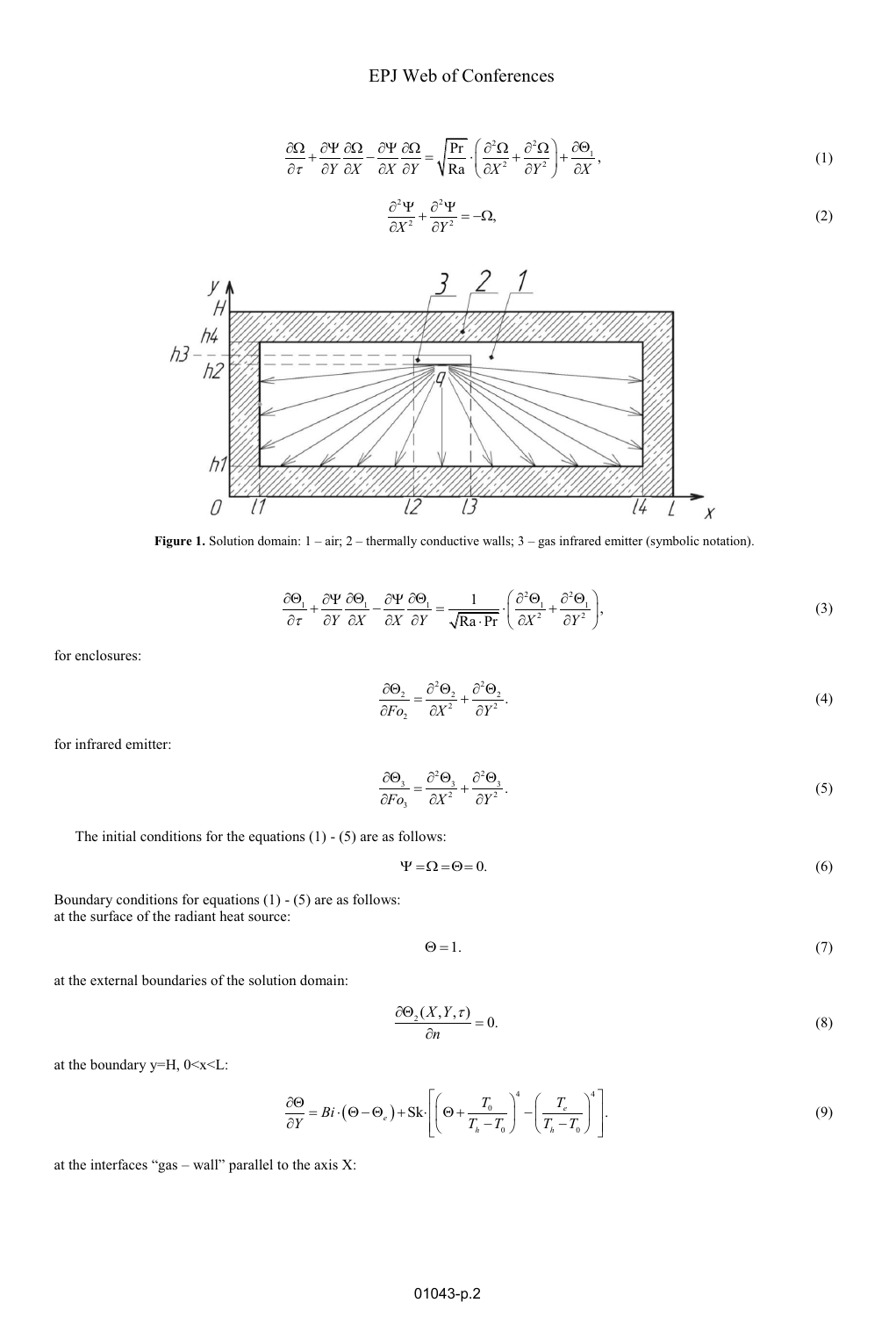$$\frac{\partial \Omega}{\partial \tau}+\frac{\partial \Psi}{\partial Y}\frac{\partial \Omega}{\partial X}-\frac{\partial \Psi}{\partial X}\frac{\partial \Omega}{\partial Y}=\sqrt{\frac{\Pr}{\mathrm{Ra}}}\cdot\left(\frac{\partial^2 \Omega}{\partial X^2}+\frac{\partial^2 \Omega}{\partial Y^2}\right)+\frac{\partial \Theta_1}{\partial X}, \tag{1}$$

$$\frac{\partial^2 \Psi}{\partial X^2}+\frac{\partial^2 \Psi}{\partial Y^2}=-\Omega, \tag{2}$$

**Figure 1.** Solution domain: 1 – air; 2 – thermally conductive walls; 3 – gas infrared emitter (symbolic notation).

$$\frac{\partial \Theta_1}{\partial \tau}+\frac{\partial \Psi}{\partial Y}\frac{\partial \Theta_1}{\partial X}-\frac{\partial \Psi}{\partial X}\frac{\partial \Theta_1}{\partial Y}=\frac{1}{\sqrt{\mathrm{Ra}\cdot\Pr}}\cdot\left(\frac{\partial^2 \Theta_1}{\partial X^2}+\frac{\partial^2 \Theta_1}{\partial Y^2}\right), \tag{3}$$

for enclosures:

$$\frac{\partial \Theta_2}{\partial Fo_2}=\frac{\partial^2 \Theta_2}{\partial X^2}+\frac{\partial^2 \Theta_2}{\partial Y^2}. \tag{4}$$

for infrared emitter:

$$\frac{\partial \Theta_3}{\partial Fo_3}=\frac{\partial^2 \Theta_3}{\partial X^2}+\frac{\partial^2 \Theta_3}{\partial Y^2}. \tag{5}$$

The initial conditions for the equations (1) - (5) are as follows:

$$\Psi=\Omega=\Theta=0. \tag{6}$$

Boundary conditions for equations (1) - (5) are as follows:
at the surface of the radiant heat source:

$$\Theta=1. \tag{7}$$

at the external boundaries of the solution domain:

$$\frac{\partial \Theta_2(X,Y,\tau)}{\partial n}=0. \tag{8}$$

at the boundary y=H, 0<x<L:

$$\frac{\partial \Theta}{\partial Y}=Bi\cdot\left(\Theta-\Theta_e\right)+\mathrm{Sk}\cdot\left[\left(\Theta+\frac{T_0}{T_h-T_0}\right)^4-\left(\frac{T_e}{T_h-T_0}\right)^4\right]. \tag{9}$$

at the interfaces "gas – wall" parallel to the axis X: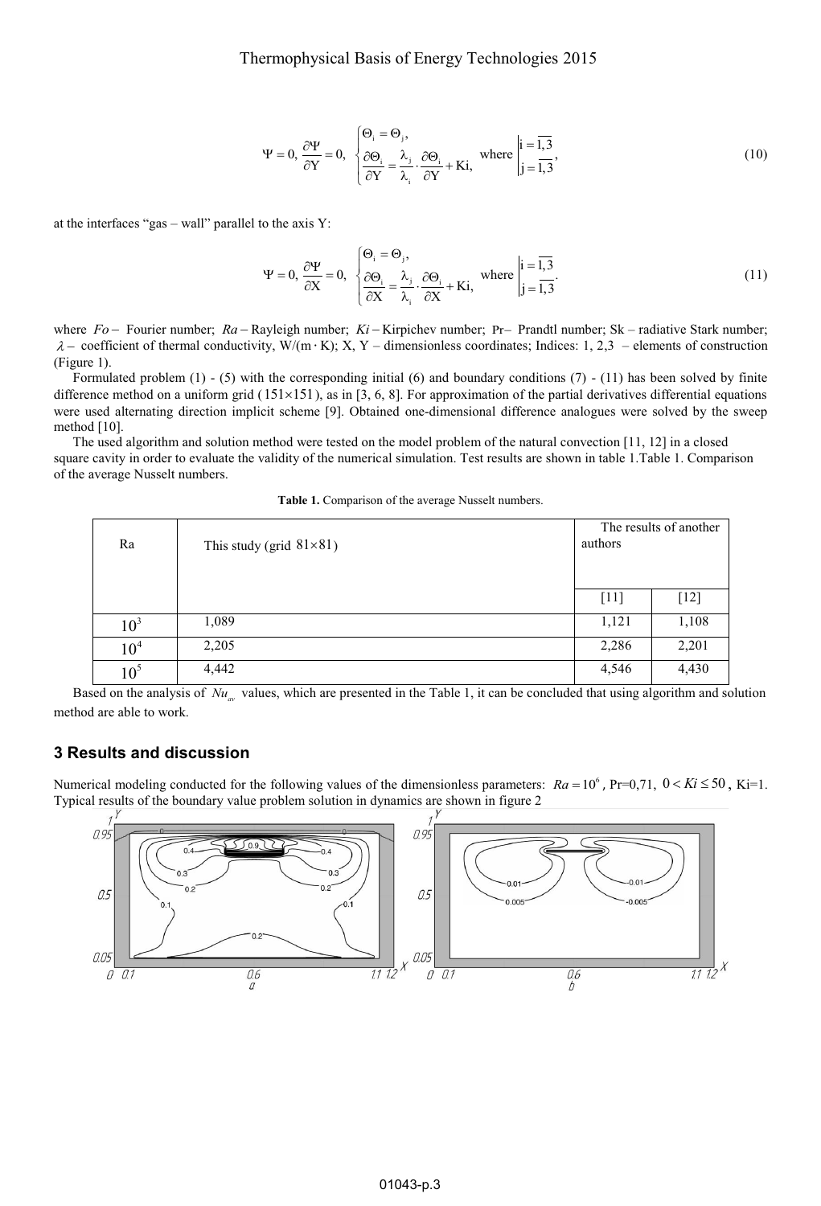$$\Psi = 0,\ \frac{\partial \Psi}{\partial Y} = 0,\ \begin{cases} \Theta_i = \Theta_j, \\ \dfrac{\partial \Theta_i}{\partial Y} = \dfrac{\lambda_j}{\lambda_i} \cdot \dfrac{\partial \Theta_i}{\partial Y} + \mathrm{Ki}, \end{cases} \text{where} \begin{vmatrix} i = \overline{1,3} \\ j = \overline{1,3} \end{vmatrix}, \tag{10}$$

at the interfaces "gas – wall" parallel to the axis Y:

$$\Psi = 0,\ \frac{\partial \Psi}{\partial X} = 0,\ \begin{cases} \Theta_i = \Theta_j, \\ \dfrac{\partial \Theta_i}{\partial X} = \dfrac{\lambda_j}{\lambda_i} \cdot \dfrac{\partial \Theta_i}{\partial X} + \mathrm{Ki}, \end{cases} \text{where} \begin{vmatrix} i = \overline{1,3} \\ j = \overline{1,3} \end{vmatrix}. \tag{11}$$

where $Fo$ – Fourier number; $Ra$ – Rayleigh number; $Ki$ – Kirpichev number; Pr– Prandtl number; Sk – radiative Stark number; $\lambda$ – coefficient of thermal conductivity, W/(m · K); X, Y – dimensionless coordinates; Indices: 1, 2,3 – elements of construction (Figure 1).

Formulated problem (1) - (5) with the corresponding initial (6) and boundary conditions (7) - (11) has been solved by finite difference method on a uniform grid ($151 \times 151$), as in [3, 6, 8]. For approximation of the partial derivatives differential equations were used alternating direction implicit scheme [9]. Obtained one-dimensional difference analogues were solved by the sweep method [10].

The used algorithm and solution method were tested on the model problem of the natural convection [11, 12] in a closed square cavity in order to evaluate the validity of the numerical simulation. Test results are shown in table 1.Table 1. Comparison of the average Nusselt numbers.

**Table 1.** Comparison of the average Nusselt numbers.

| Ra | This study (grid $81 \times 81$) | The results of another authors | |
|---|---|---|---|
| | | [11] | [12] |
| $10^3$ | 1,089 | 1,121 | 1,108 |
| $10^4$ | 2,205 | 2,286 | 2,201 |
| $10^5$ | 4,442 | 4,546 | 4,430 |

Based on the analysis of $Nu_{av}$ values, which are presented in the Table 1, it can be concluded that using algorithm and solution method are able to work.

## 3 Results and discussion

Numerical modeling conducted for the following values of the dimensionless parameters: $Ra = 10^6$, Pr=0,71, $0 < Ki \leq 50$, Ki=1. Typical results of the boundary value problem solution in dynamics are shown in figure 2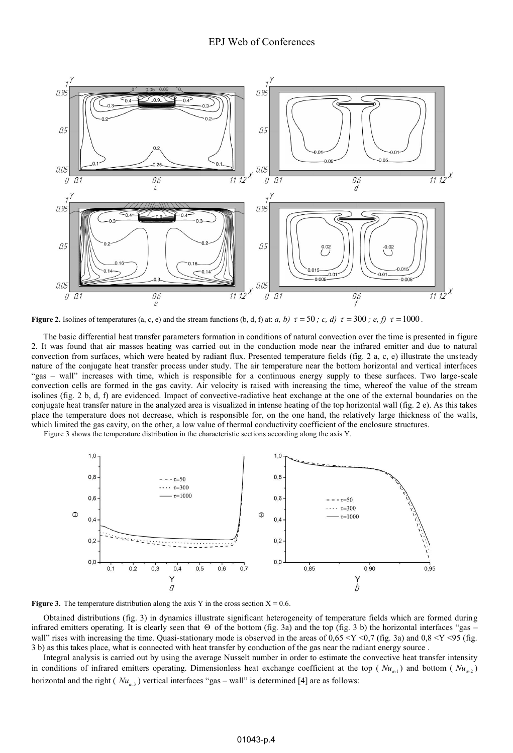**Figure 2.** Isolines of temperatures (a, c, e) and the stream functions (b, d, f) at: *a, b)* $\tau = 50$ *; c, d)* $\tau = 300$ *; e, f)* $\tau = 1000$ .

The basic differential heat transfer parameters formation in conditions of natural convection over the time is presented in figure 2. It was found that air masses heating was carried out in the conduction mode near the infrared emitter and due to natural convection from surfaces, which were heated by radiant flux. Presented temperature fields (fig. 2 a, c, e) illustrate the unsteady nature of the conjugate heat transfer process under study. The air temperature near the bottom horizontal and vertical interfaces "gas – wall" increases with time, which is responsible for a continuous energy supply to these surfaces. Two large-scale convection cells are formed in the gas cavity. Air velocity is raised with increasing the time, whereof the value of the stream isolines (fig. 2 b, d, f) are evidenced. Impact of convective-radiative heat exchange at the one of the external boundaries on the conjugate heat transfer nature in the analyzed area is visualized in intense heating of the top horizontal wall (fig. 2 e). As this takes place the temperature does not decrease, which is responsible for, on the one hand, the relatively large thickness of the walls, which limited the gas cavity, on the other, a low value of thermal conductivity coefficient of the enclosure structures.

Figure 3 shows the temperature distribution in the characteristic sections according along the axis Y.

**Figure 3.** The temperature distribution along the axis Y in the cross section X = 0.6.

Obtained distributions (fig. 3) in dynamics illustrate significant heterogeneity of temperature fields which are formed during infrared emitters operating. It is clearly seen that $\Theta$ of the bottom (fig. 3a) and the top (fig. 3 b) the horizontal interfaces "gas – wall" rises with increasing the time. Quasi-stationary mode is observed in the areas of 0,65 <Y <0,7 (fig. 3a) and 0,8 <Y <95 (fig. 3 b) as this takes place, what is connected with heat transfer by conduction of the gas near the radiant energy source .

Integral analysis is carried out by using the average Nusselt number in order to estimate the convective heat transfer intensity in conditions of infrared emitters operating. Dimensionless heat exchange coefficient at the top ( $Nu_{av1}$ ) and bottom ( $Nu_{av2}$ ) horizontal and the right ( $Nu_{av3}$ ) vertical interfaces "gas – wall" is determined [4] are as follows: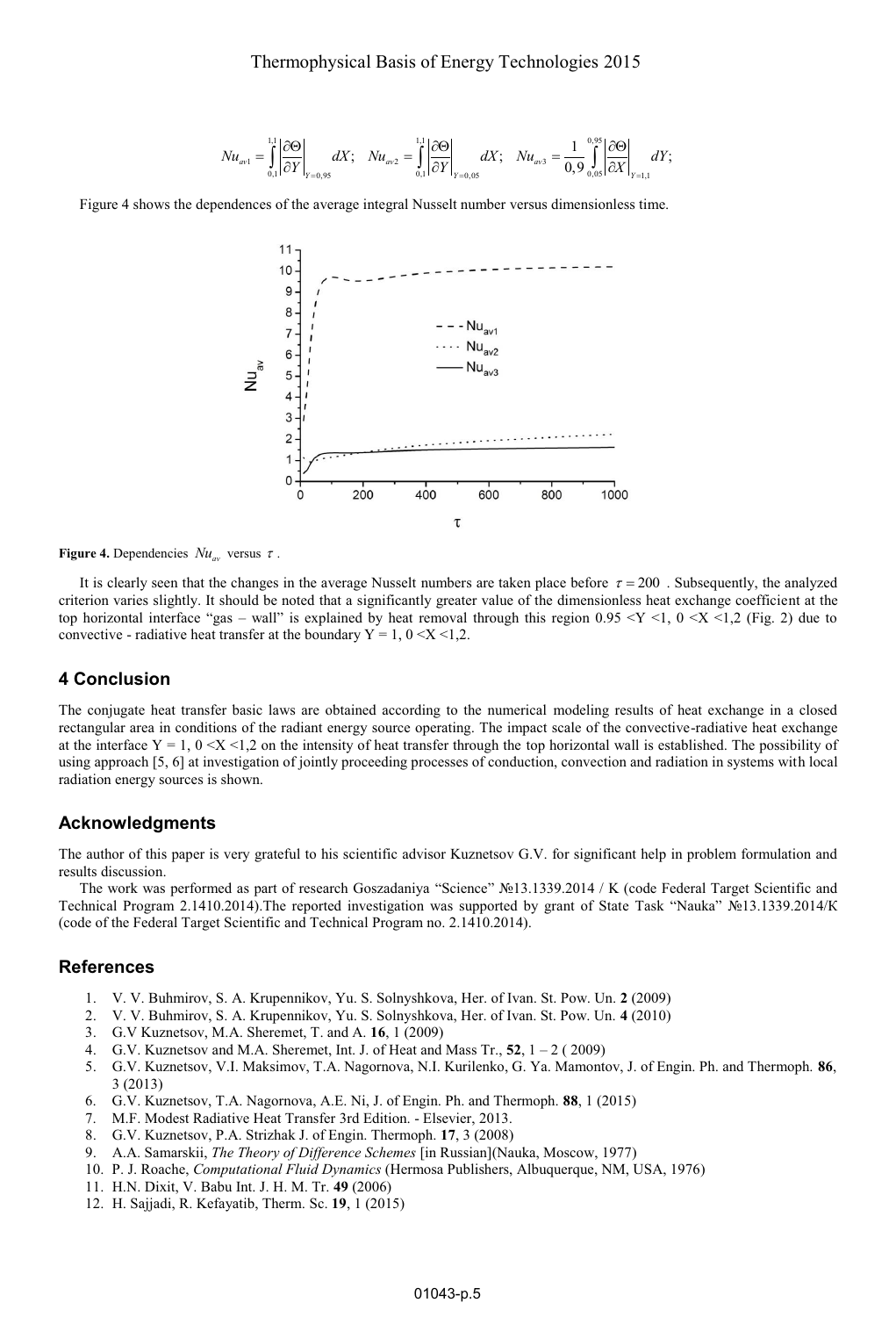$$Nu_{av1} = \int_{0,1}^{1,1} \left| \frac{\partial \Theta}{\partial Y} \right|_{Y=0,95} dX; \quad Nu_{av2} = \int_{0,1}^{1,1} \left| \frac{\partial \Theta}{\partial Y} \right|_{Y=0,05} dX; \quad Nu_{av3} = \frac{1}{0,9} \int_{0,05}^{0,95} \left| \frac{\partial \Theta}{\partial X} \right|_{Y=1,1} dY;$$

Figure 4 shows the dependences of the average integral Nusselt number versus dimensionless time.

Nu_av

11
10
9
8
7
6
5
4
3
2
1
0

0 200 400 600 800 1000

τ

Nu_av1
Nu_av2
Nu_av3

**Figure 4.** Dependencies $Nu_{av}$ versus $\tau$ .

It is clearly seen that the changes in the average Nusselt numbers are taken place before $\tau = 200$ . Subsequently, the analyzed criterion varies slightly. It should be noted that a significantly greater value of the dimensionless heat exchange coefficient at the top horizontal interface "gas – wall" is explained by heat removal through this region 0.95 <Y <1, 0 <X <1,2 (Fig. 2) due to convective - radiative heat transfer at the boundary Y = 1, 0 <X <1,2.

## 4 Conclusion

The conjugate heat transfer basic laws are obtained according to the numerical modeling results of heat exchange in a closed rectangular area in conditions of the radiant energy source operating. The impact scale of the convective-radiative heat exchange at the interface Y = 1, 0 <X <1,2 on the intensity of heat transfer through the top horizontal wall is established. The possibility of using approach [5, 6] at investigation of jointly proceeding processes of conduction, convection and radiation in systems with local radiation energy sources is shown.

## Acknowledgments

The author of this paper is very grateful to his scientific advisor Kuznetsov G.V. for significant help in problem formulation and results discussion.

The work was performed as part of research Goszadaniya "Science" №13.1339.2014 / K (code Federal Target Scientific and Technical Program 2.1410.2014).The reported investigation was supported by grant of State Task "Nauka" №13.1339.2014/K (code of the Federal Target Scientific and Technical Program no. 2.1410.2014).

## References

1. V. V. Buhmirov, S. A. Krupennikov, Yu. S. Solnyshkova, Her. of Ivan. St. Pow. Un. **2** (2009)
2. V. V. Buhmirov, S. A. Krupennikov, Yu. S. Solnyshkova, Her. of Ivan. St. Pow. Un. **4** (2010)
3. G.V Kuznetsov, M.A. Sheremet, T. and A. **16**, 1 (2009)
4. G.V. Kuznetsov and M.A. Sheremet, Int. J. of Heat and Mass Tr., **52**, 1 – 2 ( 2009)
5. G.V. Kuznetsov, V.I. Maksimov, T.A. Nagornova, N.I. Kurilenko, G. Ya. Mamontov, J. of Engin. Ph. and Thermoph. **86**, 3 (2013)
6. G.V. Kuznetsov, T.A. Nagornova, A.E. Ni, J. of Engin. Ph. and Thermoph. **88**, 1 (2015)
7. M.F. Modest Radiative Heat Transfer 3rd Edition. - Elsevier, 2013.
8. G.V. Kuznetsov, P.A. Strizhak J. of Engin. Thermoph. **17**, 3 (2008)
9. A.A. Samarskii, *The Theory of Difference Schemes* [in Russian](Nauka, Moscow, 1977)
10. P. J. Roache, *Computational Fluid Dynamics* (Hermosa Publishers, Albuquerque, NM, USA, 1976)
11. H.N. Dixit, V. Babu Int. J. H. M. Tr. **49** (2006)
12. H. Sajjadi, R. Kefayatib, Therm. Sc. **19**, 1 (2015)